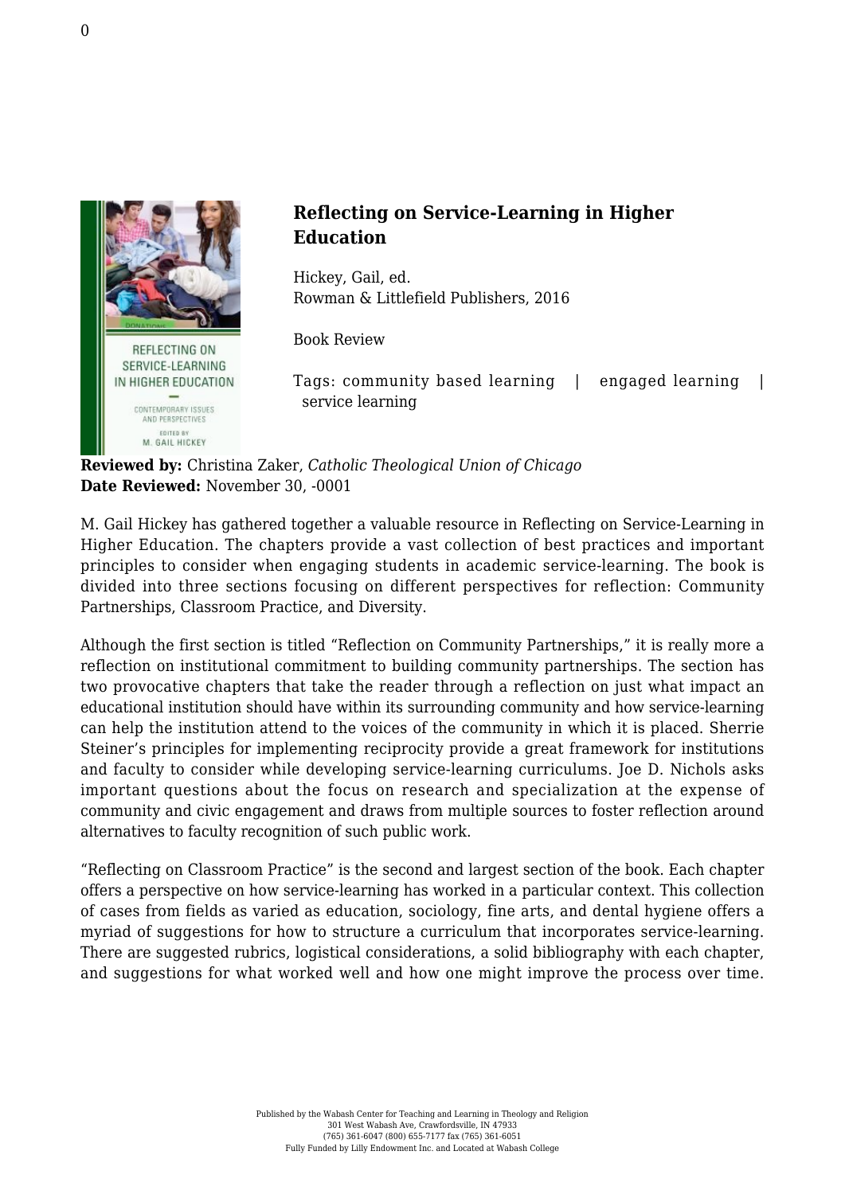## Reflecting on Service-Learning in Higher Education

Hickey, Gail, ed.
Rowman & Littlefield Publishers, 2016

Book Review

Tags: community based learning | engaged learning | service learning

**Reviewed by:** Christina Zaker, *Catholic Theological Union of Chicago*
**Date Reviewed:** November 30, -0001

M. Gail Hickey has gathered together a valuable resource in Reflecting on Service-Learning in Higher Education. The chapters provide a vast collection of best practices and important principles to consider when engaging students in academic service-learning. The book is divided into three sections focusing on different perspectives for reflection: Community Partnerships, Classroom Practice, and Diversity.

Although the first section is titled "Reflection on Community Partnerships," it is really more a reflection on institutional commitment to building community partnerships. The section has two provocative chapters that take the reader through a reflection on just what impact an educational institution should have within its surrounding community and how service-learning can help the institution attend to the voices of the community in which it is placed. Sherrie Steiner's principles for implementing reciprocity provide a great framework for institutions and faculty to consider while developing service-learning curriculums. Joe D. Nichols asks important questions about the focus on research and specialization at the expense of community and civic engagement and draws from multiple sources to foster reflection around alternatives to faculty recognition of such public work.

"Reflecting on Classroom Practice" is the second and largest section of the book. Each chapter offers a perspective on how service-learning has worked in a particular context. This collection of cases from fields as varied as education, sociology, fine arts, and dental hygiene offers a myriad of suggestions for how to structure a curriculum that incorporates service-learning. There are suggested rubrics, logistical considerations, a solid bibliography with each chapter, and suggestions for what worked well and how one might improve the process over time.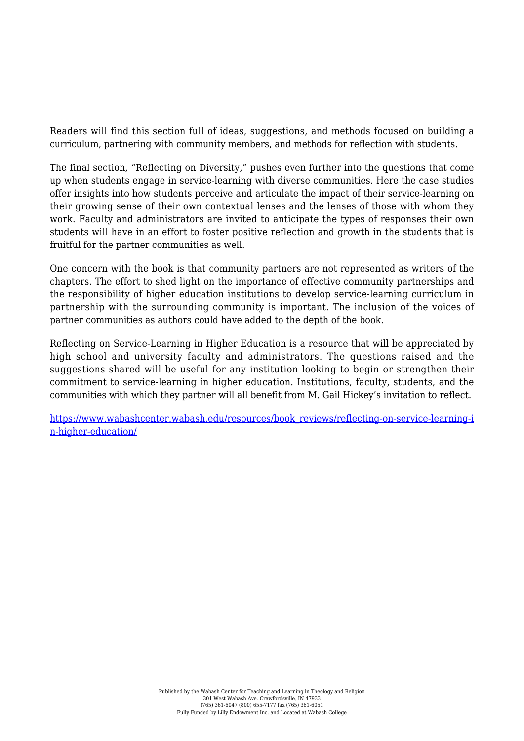Readers will find this section full of ideas, suggestions, and methods focused on building a curriculum, partnering with community members, and methods for reflection with students.

The final section, "Reflecting on Diversity," pushes even further into the questions that come up when students engage in service-learning with diverse communities. Here the case studies offer insights into how students perceive and articulate the impact of their service-learning on their growing sense of their own contextual lenses and the lenses of those with whom they work. Faculty and administrators are invited to anticipate the types of responses their own students will have in an effort to foster positive reflection and growth in the students that is fruitful for the partner communities as well.

One concern with the book is that community partners are not represented as writers of the chapters. The effort to shed light on the importance of effective community partnerships and the responsibility of higher education institutions to develop service-learning curriculum in partnership with the surrounding community is important. The inclusion of the voices of partner communities as authors could have added to the depth of the book.

Reflecting on Service-Learning in Higher Education is a resource that will be appreciated by high school and university faculty and administrators. The questions raised and the suggestions shared will be useful for any institution looking to begin or strengthen their commitment to service-learning in higher education. Institutions, faculty, students, and the communities with which they partner will all benefit from M. Gail Hickey's invitation to reflect.

[https://www.wabashcenter.wabash.edu/resources/book_reviews/reflecting-on-service-learning-in-higher-education/](https://www.wabashcenter.wabash.edu/resources/book_reviews/reflecting-on-service-learning-in-higher-education/)

Published by the Wabash Center for Teaching and Learning in Theology and Religion
301 West Wabash Ave, Crawfordsville, IN 47933
(765) 361-6047 (800) 655-7177 fax (765) 361-6051
Fully Funded by Lilly Endowment Inc. and Located at Wabash College